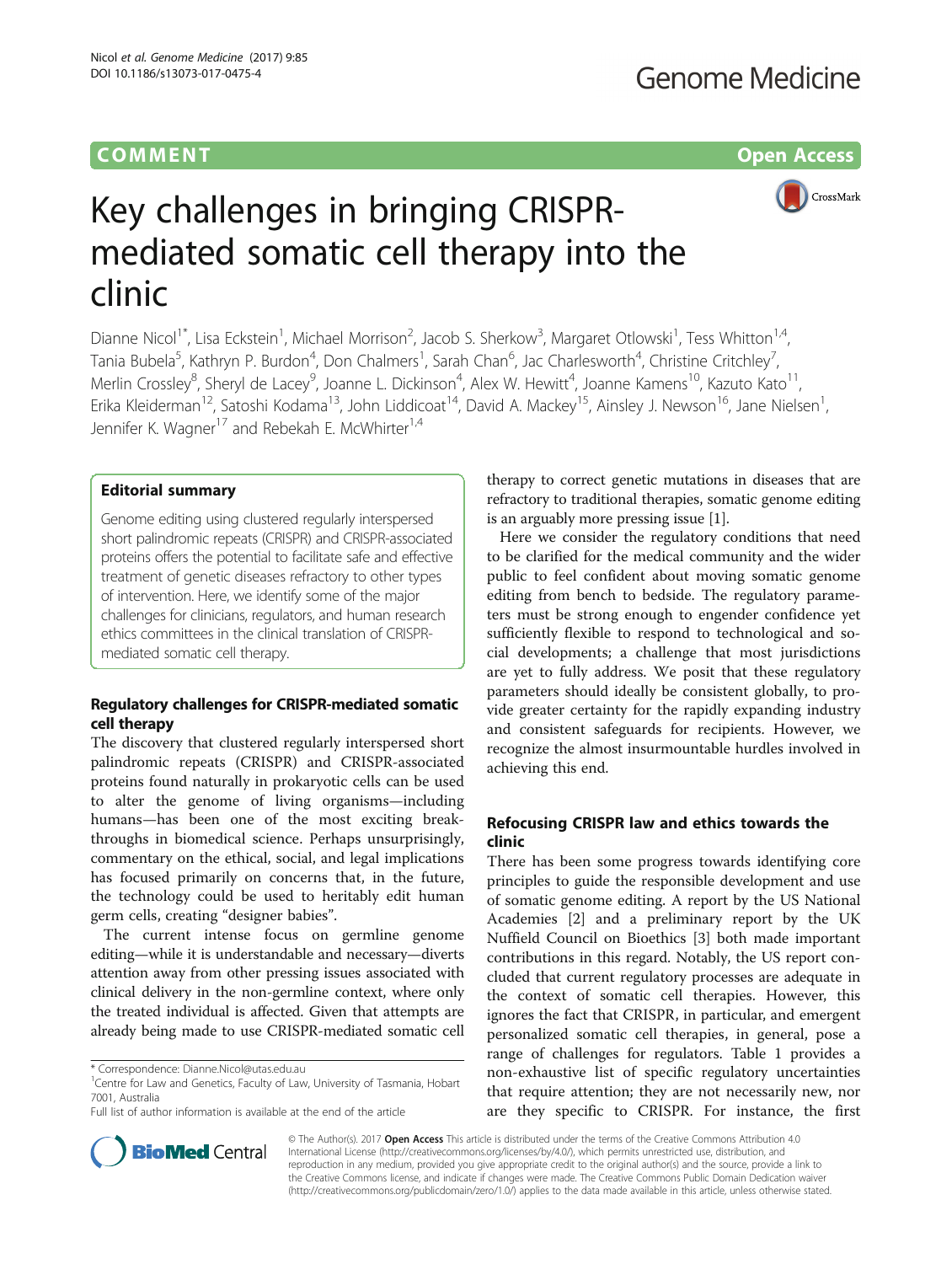COMMENT Open Access

# Key challenges in bringing CRISPR-mediated somatic cell therapy into the clinic

Dianne Nicol[1*], Lisa Eckstein[1], Michael Morrison[2], Jacob S. Sherkow[3], Margaret Otlowski[1], Tess Whitton[1,4], Tania Bubela[5], Kathryn P. Burdon[4], Don Chalmers[1], Sarah Chan[6], Jac Charlesworth[4], Christine Critchley[7], Merlin Crossley[8], Sheryl de Lacey[9], Joanne L. Dickinson[4], Alex W. Hewitt[4], Joanne Kamens[10], Kazuto Kato[11], Erika Kleiderman[12], Satoshi Kodama[13], John Liddicoat[14], David A. Mackey[15], Ainsley J. Newson[16], Jane Nielsen[1], Jennifer K. Wagner[17] and Rebekah E. McWhirter[1,4]

## Editorial summary

Genome editing using clustered regularly interspersed short palindromic repeats (CRISPR) and CRISPR-associated proteins offers the potential to facilitate safe and effective treatment of genetic diseases refractory to other types of intervention. Here, we identify some of the major challenges for clinicians, regulators, and human research ethics committees in the clinical translation of CRISPR-mediated somatic cell therapy.

## Regulatory challenges for CRISPR-mediated somatic cell therapy

The discovery that clustered regularly interspersed short palindromic repeats (CRISPR) and CRISPR-associated proteins found naturally in prokaryotic cells can be used to alter the genome of living organisms—including humans—has been one of the most exciting breakthroughs in biomedical science. Perhaps unsurprisingly, commentary on the ethical, social, and legal implications has focused primarily on concerns that, in the future, the technology could be used to heritably edit human germ cells, creating "designer babies".

The current intense focus on germline genome editing—while it is understandable and necessary—diverts attention away from other pressing issues associated with clinical delivery in the non-germline context, where only the treated individual is affected. Given that attempts are already being made to use CRISPR-mediated somatic cell therapy to correct genetic mutations in diseases that are refractory to traditional therapies, somatic genome editing is an arguably more pressing issue [1].

Here we consider the regulatory conditions that need to be clarified for the medical community and the wider public to feel confident about moving somatic genome editing from bench to bedside. The regulatory parameters must be strong enough to engender confidence yet sufficiently flexible to respond to technological and social developments; a challenge that most jurisdictions are yet to fully address. We posit that these regulatory parameters should ideally be consistent globally, to provide greater certainty for the rapidly expanding industry and consistent safeguards for recipients. However, we recognize the almost insurmountable hurdles involved in achieving this end.

## Refocusing CRISPR law and ethics towards the clinic

There has been some progress towards identifying core principles to guide the responsible development and use of somatic genome editing. A report by the US National Academies [2] and a preliminary report by the UK Nuffield Council on Bioethics [3] both made important contributions in this regard. Notably, the US report concluded that current regulatory processes are adequate in the context of somatic cell therapies. However, this ignores the fact that CRISPR, in particular, and emergent personalized somatic cell therapies, in general, pose a range of challenges for regulators. Table 1 provides a non-exhaustive list of specific regulatory uncertainties that require attention; they are not necessarily new, nor are they specific to CRISPR. For instance, the first

\* Correspondence: Dianne.Nicol@utas.edu.au
[1]Centre for Law and Genetics, Faculty of Law, University of Tasmania, Hobart 7001, Australia
Full list of author information is available at the end of the article

© The Author(s). 2017 **Open Access** This article is distributed under the terms of the Creative Commons Attribution 4.0 International License (http://creativecommons.org/licenses/by/4.0/), which permits unrestricted use, distribution, and reproduction in any medium, provided you give appropriate credit to the original author(s) and the source, provide a link to the Creative Commons license, and indicate if changes were made. The Creative Commons Public Domain Dedication waiver (http://creativecommons.org/publicdomain/zero/1.0/) applies to the data made available in this article, unless otherwise stated.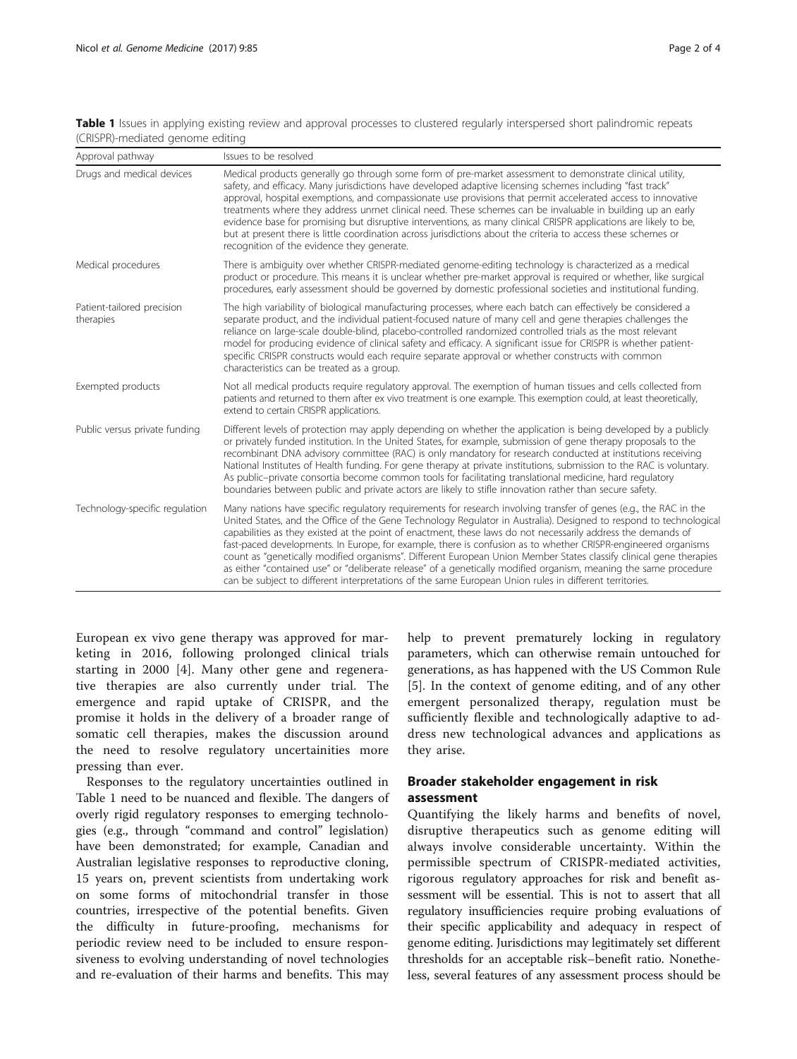**Table 1** Issues in applying existing review and approval processes to clustered regularly interspersed short palindromic repeats (CRISPR)-mediated genome editing

| Approval pathway | Issues to be resolved |
|---|---|
| Drugs and medical devices | Medical products generally go through some form of pre-market assessment to demonstrate clinical utility, safety, and efficacy. Many jurisdictions have developed adaptive licensing schemes including "fast track" approval, hospital exemptions, and compassionate use provisions that permit accelerated access to innovative treatments where they address unmet clinical need. These schemes can be invaluable in building up an early evidence base for promising but disruptive interventions, as many clinical CRISPR applications are likely to be, but at present there is little coordination across jurisdictions about the criteria to access these schemes or recognition of the evidence they generate. |
| Medical procedures | There is ambiguity over whether CRISPR-mediated genome-editing technology is characterized as a medical product or procedure. This means it is unclear whether pre-market approval is required or whether, like surgical procedures, early assessment should be governed by domestic professional societies and institutional funding. |
| Patient-tailored precision therapies | The high variability of biological manufacturing processes, where each batch can effectively be considered a separate product, and the individual patient-focused nature of many cell and gene therapies challenges the reliance on large-scale double-blind, placebo-controlled randomized controlled trials as the most relevant model for producing evidence of clinical safety and efficacy. A significant issue for CRISPR is whether patient-specific CRISPR constructs would each require separate approval or whether constructs with common characteristics can be treated as a group. |
| Exempted products | Not all medical products require regulatory approval. The exemption of human tissues and cells collected from patients and returned to them after ex vivo treatment is one example. This exemption could, at least theoretically, extend to certain CRISPR applications. |
| Public versus private funding | Different levels of protection may apply depending on whether the application is being developed by a publicly or privately funded institution. In the United States, for example, submission of gene therapy proposals to the recombinant DNA advisory committee (RAC) is only mandatory for research conducted at institutions receiving National Institutes of Health funding. For gene therapy at private institutions, submission to the RAC is voluntary. As public–private consortia become common tools for facilitating translational medicine, hard regulatory boundaries between public and private actors are likely to stifle innovation rather than secure safety. |
| Technology-specific regulation | Many nations have specific regulatory requirements for research involving transfer of genes (e.g., the RAC in the United States, and the Office of the Gene Technology Regulator in Australia). Designed to respond to technological capabilities as they existed at the point of enactment, these laws do not necessarily address the demands of fast-paced developments. In Europe, for example, there is confusion as to whether CRISPR-engineered organisms count as "genetically modified organisms". Different European Union Member States classify clinical gene therapies as either "contained use" or "deliberate release" of a genetically modified organism, meaning the same procedure can be subject to different interpretations of the same European Union rules in different territories. |

European ex vivo gene therapy was approved for marketing in 2016, following prolonged clinical trials starting in 2000 [4]. Many other gene and regenerative therapies are also currently under trial. The emergence and rapid uptake of CRISPR, and the promise it holds in the delivery of a broader range of somatic cell therapies, makes the discussion around the need to resolve regulatory uncertainities more pressing than ever.

Responses to the regulatory uncertainties outlined in Table 1 need to be nuanced and flexible. The dangers of overly rigid regulatory responses to emerging technologies (e.g., through "command and control" legislation) have been demonstrated; for example, Canadian and Australian legislative responses to reproductive cloning, 15 years on, prevent scientists from undertaking work on some forms of mitochondrial transfer in those countries, irrespective of the potential benefits. Given the difficulty in future-proofing, mechanisms for periodic review need to be included to ensure responsiveness to evolving understanding of novel technologies and re-evaluation of their harms and benefits. This may help to prevent prematurely locking in regulatory parameters, which can otherwise remain untouched for generations, as has happened with the US Common Rule [5]. In the context of genome editing, and of any other emergent personalized therapy, regulation must be sufficiently flexible and technologically adaptive to address new technological advances and applications as they arise.

## Broader stakeholder engagement in risk assessment

Quantifying the likely harms and benefits of novel, disruptive therapeutics such as genome editing will always involve considerable uncertainty. Within the permissible spectrum of CRISPR-mediated activities, rigorous regulatory approaches for risk and benefit assessment will be essential. This is not to assert that all regulatory insufficiencies require probing evaluations of their specific applicability and adequacy in respect of genome editing. Jurisdictions may legitimately set different thresholds for an acceptable risk–benefit ratio. Nonetheless, several features of any assessment process should be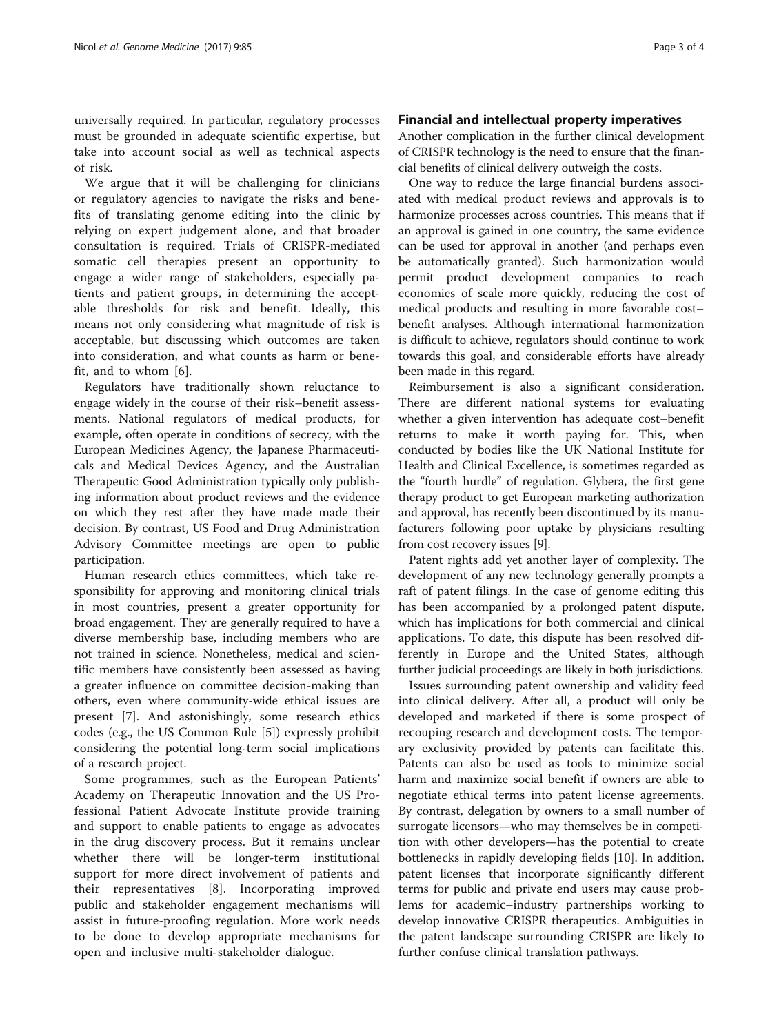universally required. In particular, regulatory processes must be grounded in adequate scientific expertise, but take into account social as well as technical aspects of risk.

We argue that it will be challenging for clinicians or regulatory agencies to navigate the risks and benefits of translating genome editing into the clinic by relying on expert judgement alone, and that broader consultation is required. Trials of CRISPR-mediated somatic cell therapies present an opportunity to engage a wider range of stakeholders, especially patients and patient groups, in determining the acceptable thresholds for risk and benefit. Ideally, this means not only considering what magnitude of risk is acceptable, but discussing which outcomes are taken into consideration, and what counts as harm or benefit, and to whom [6].

Regulators have traditionally shown reluctance to engage widely in the course of their risk–benefit assessments. National regulators of medical products, for example, often operate in conditions of secrecy, with the European Medicines Agency, the Japanese Pharmaceuticals and Medical Devices Agency, and the Australian Therapeutic Good Administration typically only publishing information about product reviews and the evidence on which they rest after they have made made their decision. By contrast, US Food and Drug Administration Advisory Committee meetings are open to public participation.

Human research ethics committees, which take responsibility for approving and monitoring clinical trials in most countries, present a greater opportunity for broad engagement. They are generally required to have a diverse membership base, including members who are not trained in science. Nonetheless, medical and scientific members have consistently been assessed as having a greater influence on committee decision-making than others, even where community-wide ethical issues are present [7]. And astonishingly, some research ethics codes (e.g., the US Common Rule [5]) expressly prohibit considering the potential long-term social implications of a research project.

Some programmes, such as the European Patients' Academy on Therapeutic Innovation and the US Professional Patient Advocate Institute provide training and support to enable patients to engage as advocates in the drug discovery process. But it remains unclear whether there will be longer-term institutional support for more direct involvement of patients and their representatives [8]. Incorporating improved public and stakeholder engagement mechanisms will assist in future-proofing regulation. More work needs to be done to develop appropriate mechanisms for open and inclusive multi-stakeholder dialogue.

## Financial and intellectual property imperatives

Another complication in the further clinical development of CRISPR technology is the need to ensure that the financial benefits of clinical delivery outweigh the costs.

One way to reduce the large financial burdens associated with medical product reviews and approvals is to harmonize processes across countries. This means that if an approval is gained in one country, the same evidence can be used for approval in another (and perhaps even be automatically granted). Such harmonization would permit product development companies to reach economies of scale more quickly, reducing the cost of medical products and resulting in more favorable cost–benefit analyses. Although international harmonization is difficult to achieve, regulators should continue to work towards this goal, and considerable efforts have already been made in this regard.

Reimbursement is also a significant consideration. There are different national systems for evaluating whether a given intervention has adequate cost–benefit returns to make it worth paying for. This, when conducted by bodies like the UK National Institute for Health and Clinical Excellence, is sometimes regarded as the "fourth hurdle" of regulation. Glybera, the first gene therapy product to get European marketing authorization and approval, has recently been discontinued by its manufacturers following poor uptake by physicians resulting from cost recovery issues [9].

Patent rights add yet another layer of complexity. The development of any new technology generally prompts a raft of patent filings. In the case of genome editing this has been accompanied by a prolonged patent dispute, which has implications for both commercial and clinical applications. To date, this dispute has been resolved differently in Europe and the United States, although further judicial proceedings are likely in both jurisdictions.

Issues surrounding patent ownership and validity feed into clinical delivery. After all, a product will only be developed and marketed if there is some prospect of recouping research and development costs. The temporary exclusivity provided by patents can facilitate this. Patents can also be used as tools to minimize social harm and maximize social benefit if owners are able to negotiate ethical terms into patent license agreements. By contrast, delegation by owners to a small number of surrogate licensors—who may themselves be in competition with other developers—has the potential to create bottlenecks in rapidly developing fields [10]. In addition, patent licenses that incorporate significantly different terms for public and private end users may cause problems for academic–industry partnerships working to develop innovative CRISPR therapeutics. Ambiguities in the patent landscape surrounding CRISPR are likely to further confuse clinical translation pathways.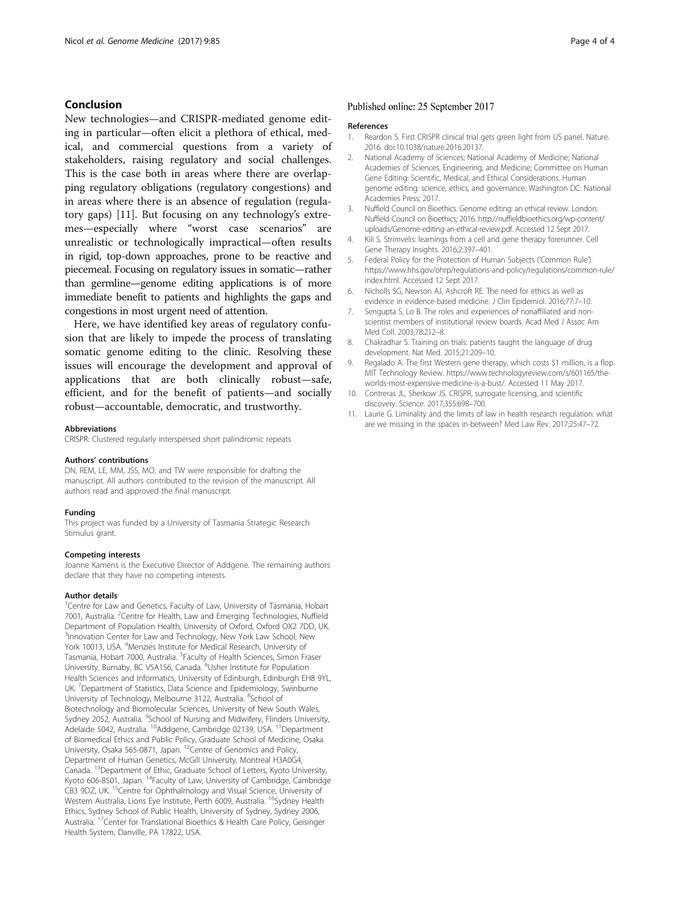## Conclusion

New technologies—and CRISPR-mediated genome editing in particular—often elicit a plethora of ethical, medical, and commercial questions from a variety of stakeholders, raising regulatory and social challenges. This is the case both in areas where there are overlapping regulatory obligations (regulatory congestions) and in areas where there is an absence of regulation (regulatory gaps) [11]. But focusing on any technology's extremes—especially where "worst case scenarios" are unrealistic or technologically impractical—often results in rigid, top-down approaches, prone to be reactive and piecemeal. Focusing on regulatory issues in somatic—rather than germline—genome editing applications is of more immediate benefit to patients and highlights the gaps and congestions in most urgent need of attention.

Here, we have identified key areas of regulatory confusion that are likely to impede the process of translating somatic genome editing to the clinic. Resolving these issues will encourage the development and approval of applications that are both clinically robust—safe, efficient, and for the benefit of patients—and socially robust—accountable, democratic, and trustworthy.

#### Abbreviations

CRISPR: Clustered regularly interspersed short palindromic repeats

#### Authors' contributions

DN, REM, LE, MM, JSS, MO, and TW were responsible for drafting the manuscript. All authors contributed to the revision of the manuscript. All authors read and approved the final manuscript.

#### Funding

This project was funded by a University of Tasmania Strategic Research Stimulus grant.

#### Competing interests

Joanne Kamens is the Executive Director of Addgene. The remaining authors declare that they have no competing interests.

#### Author details

[1]Centre for Law and Genetics, Faculty of Law, University of Tasmania, Hobart 7001, Australia. [2]Centre for Health, Law and Emerging Technologies, Nuffield Department of Population Health, University of Oxford, Oxford OX2 7DD, UK. [3]Innovation Center for Law and Technology, New York Law School, New York 10013, USA. [4]Menzies Institute for Medical Research, University of Tasmania, Hobart 7000, Australia. [5]Faculty of Health Sciences, Simon Fraser University, Burnaby, BC V5A1S6, Canada. [6]Usher Institute for Population Health Sciences and Informatics, University of Edinburgh, Edinburgh EH8 9YL, UK. [7]Department of Statistics, Data Science and Epidemiology, Swinburne University of Technology, Melbourne 3122, Australia. [8]School of Biotechnology and Biomolecular Sciences, University of New South Wales, Sydney 2052, Australia. [9]School of Nursing and Midwifery, Flinders University, Adelaide 5042, Australia. [10]Addgene, Cambridge 02139, USA. [11]Department of Biomedical Ethics and Public Policy, Graduate School of Medicine, Osaka University, Osaka 565-0871, Japan. [12]Centre of Genomics and Policy, Department of Human Genetics, McGill University, Montreal H3A0G4, Canada. [13]Department of Ethic, Graduate School of Letters, Kyoto University, Kyoto 606-8501, Japan. [14]Faculty of Law, University of Cambridge, Cambridge CB3 9DZ, UK. [15]Centre for Ophthalmology and Visual Science, University of Western Australia, Lions Eye Institute, Perth 6009, Australia. [16]Sydney Health Ethics, Sydney School of Public Health, University of Sydney, Sydney 2006, Australia. [17]Center for Translational Bioethics & Health Care Policy, Geisinger Health System, Danville, PA 17822, USA.

Published online: 25 September 2017

#### References

1. Reardon S. First CRISPR clinical trial gets green light from US panel. Nature. 2016. doi:10.1038/nature.2016.20137.
2. National Academy of Sciences; National Academy of Medicine; National Academies of Sciences, Engineering, and Medicine; Committee on Human Gene Editing: Scientific, Medical, and Ethical Considerations. Human genome editing: science, ethics, and governance. Washington DC: National Academies Press; 2017.
3. Nuffield Council on Bioethics. Genome editing: an ethical review. London: Nuffield Council on Bioethics; 2016. http://nuffieldbioethics.org/wp-content/uploads/Genome-editing-an-ethical-review.pdf. Accessed 12 Sept 2017.
4. Kili S. Strimvelis: learnings from a cell and gene therapy forerunner. Cell Gene Therapy Insights. 2016;2:397–401.
5. Federal Policy for the Protection of Human Subjects ('Common Rule'). https://www.hhs.gov/ohrp/regulations-and-policy/regulations/common-rule/index.html. Accessed 12 Sept 2017.
6. Nicholls SG, Newson AJ, Ashcroft RE. The need for ethics as well as evidence in evidence-based medicine. J Clin Epidemiol. 2016;77:7–10.
7. Sengupta S, Lo B. The roles and experiences of nonaffiliated and non-scientist members of institutional review boards. Acad Med J Assoc Am Med Coll. 2003;78:212–8.
8. Chakradhar S. Training on trials: patients taught the language of drug development. Nat Med. 2015;21:209–10.
9. Regalado A. The first Western gene therapy, which costs $1 million, is a flop. MIT Technology Review. https://www.technologyreview.com/s/601165/the-worlds-most-expensive-medicine-is-a-bust/. Accessed 11 May 2017.
10. Contreras JL, Sherkow JS. CRISPR, surrogate licensing, and scientific discovery. Science. 2017;355:698–700.
11. Laurie G. Liminality and the limits of law in health research regulation: what are we missing in the spaces in-between? Med Law Rev. 2017;25:47–72.